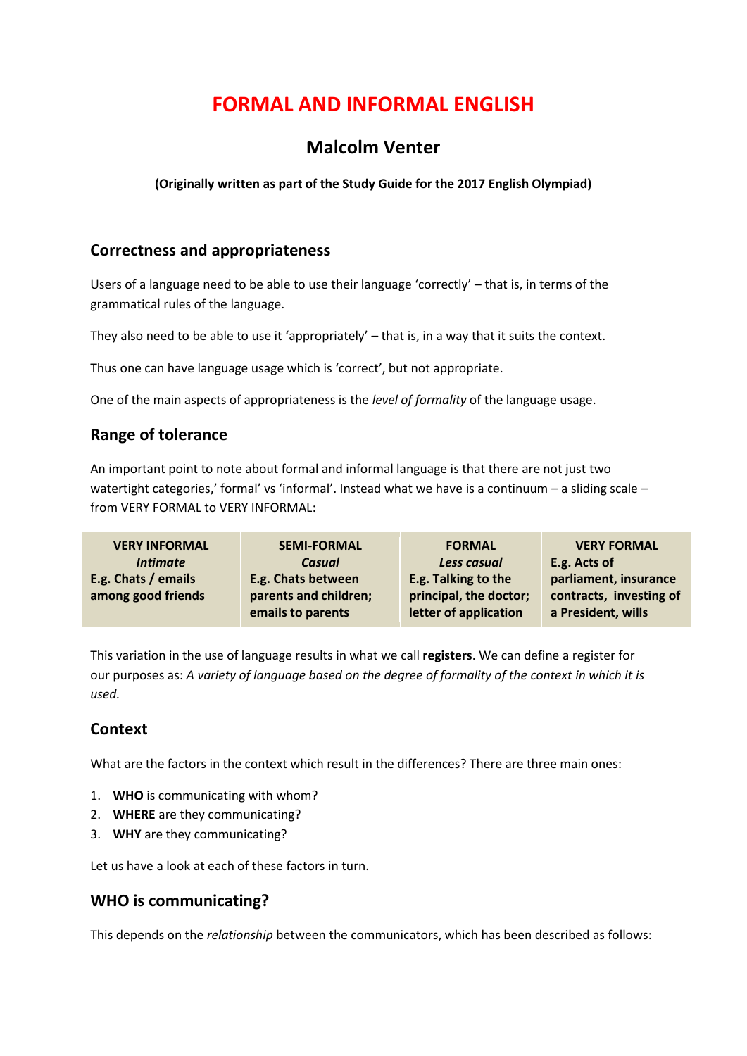# FORMAL AND INFORMAL ENGLISH

## Malcolm Venter

**(Originally written as part of the Study Guide for the 2017 English Olympiad)**

## Correctness and appropriateness

Users of a language need to be able to use their language 'correctly' – that is, in terms of the grammatical rules of the language.

They also need to be able to use it 'appropriately' – that is, in a way that it suits the context.

Thus one can have language usage which is 'correct', but not appropriate.

One of the main aspects of appropriateness is the *level of formality* of the language usage.

## Range of tolerance

An important point to note about formal and informal language is that there are not just two watertight categories,' formal' vs 'informal'. Instead what we have is a continuum – a sliding scale – from VERY FORMAL to VERY INFORMAL:

| VERY INFORMAL<br>***Intimate***<br>**E.g. Chats / emails among good friends** | SEMI-FORMAL<br>***Casual***<br>**E.g. Chats between parents and children; emails to parents** | FORMAL<br>***Less casual***<br>**E.g. Talking to the principal, the doctor; letter of application** | VERY FORMAL<br>**E.g. Acts of parliament, insurance contracts, investing of a President, wills** |
|---|---|---|---|

This variation in the use of language results in what we call **registers**. We can define a register for our purposes as: *A variety of language based on the degree of formality of the context in which it is used.*

## Context

What are the factors in the context which result in the differences? There are three main ones:

1. **WHO** is communicating with whom?
2. **WHERE** are they communicating?
3. **WHY** are they communicating?

Let us have a look at each of these factors in turn.

## WHO is communicating?

This depends on the *relationship* between the communicators, which has been described as follows: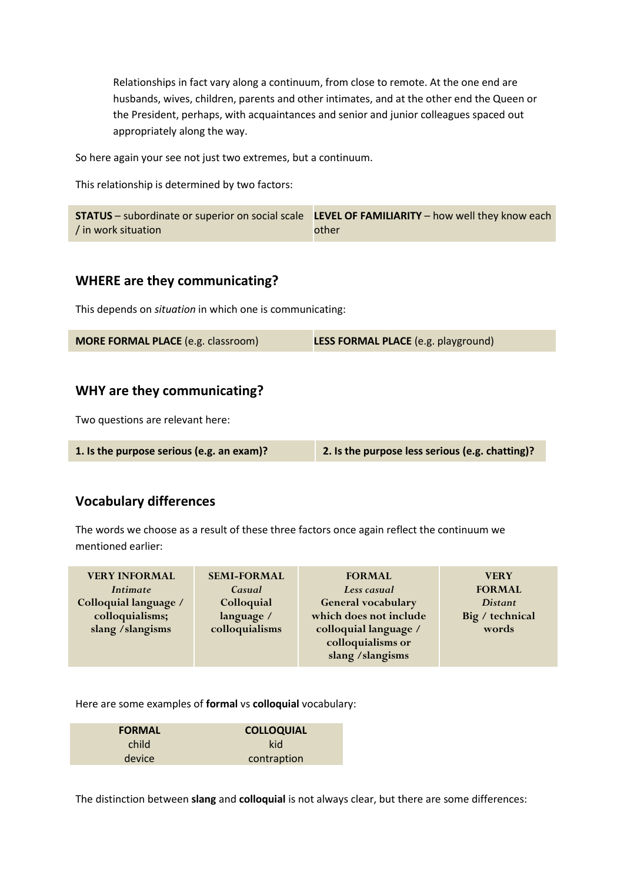> Relationships in fact vary along a continuum, from close to remote. At the one end are husbands, wives, children, parents and other intimates, and at the other end the Queen or the President, perhaps, with acquaintances and senior and junior colleagues spaced out appropriately along the way.

So here again your see not just two extremes, but a continuum.

This relationship is determined by two factors:

| **STATUS** – subordinate or superior on social scale / in work situation | **LEVEL OF FAMILIARITY** – how well they know each other |
|---|---|

## WHERE are they communicating?

This depends on *situation* in which one is communicating:

| **MORE FORMAL PLACE** (e.g. classroom) | **LESS FORMAL PLACE** (e.g. playground) |
|---|---|

## WHY are they communicating?

Two questions are relevant here:

| **1. Is the purpose serious (e.g. an exam)?** | **2. Is the purpose less serious (e.g. chatting)?** |
|---|---|

## Vocabulary differences

The words we choose as a result of these three factors once again reflect the continuum we mentioned earlier:

| **VERY INFORMAL** | **SEMI-FORMAL** | **FORMAL** | **VERY FORMAL** |
|---|---|---|---|
| ***Intimate*** | ***Casual*** | ***Less casual*** | ***Distant*** |
| **Colloquial language / colloquialisms; slang / slangisms** | **Colloquial language / colloquialisms** | **General vocabulary which does not include colloquial language / colloquialisms or slang / slangisms** | **Big / technical words** |

Here are some examples of **formal** vs **colloquial** vocabulary:

| FORMAL | COLLOQUIAL |
|---|---|
| child | kid |
| device | contraption |

The distinction between **slang** and **colloquial** is not always clear, but there are some differences: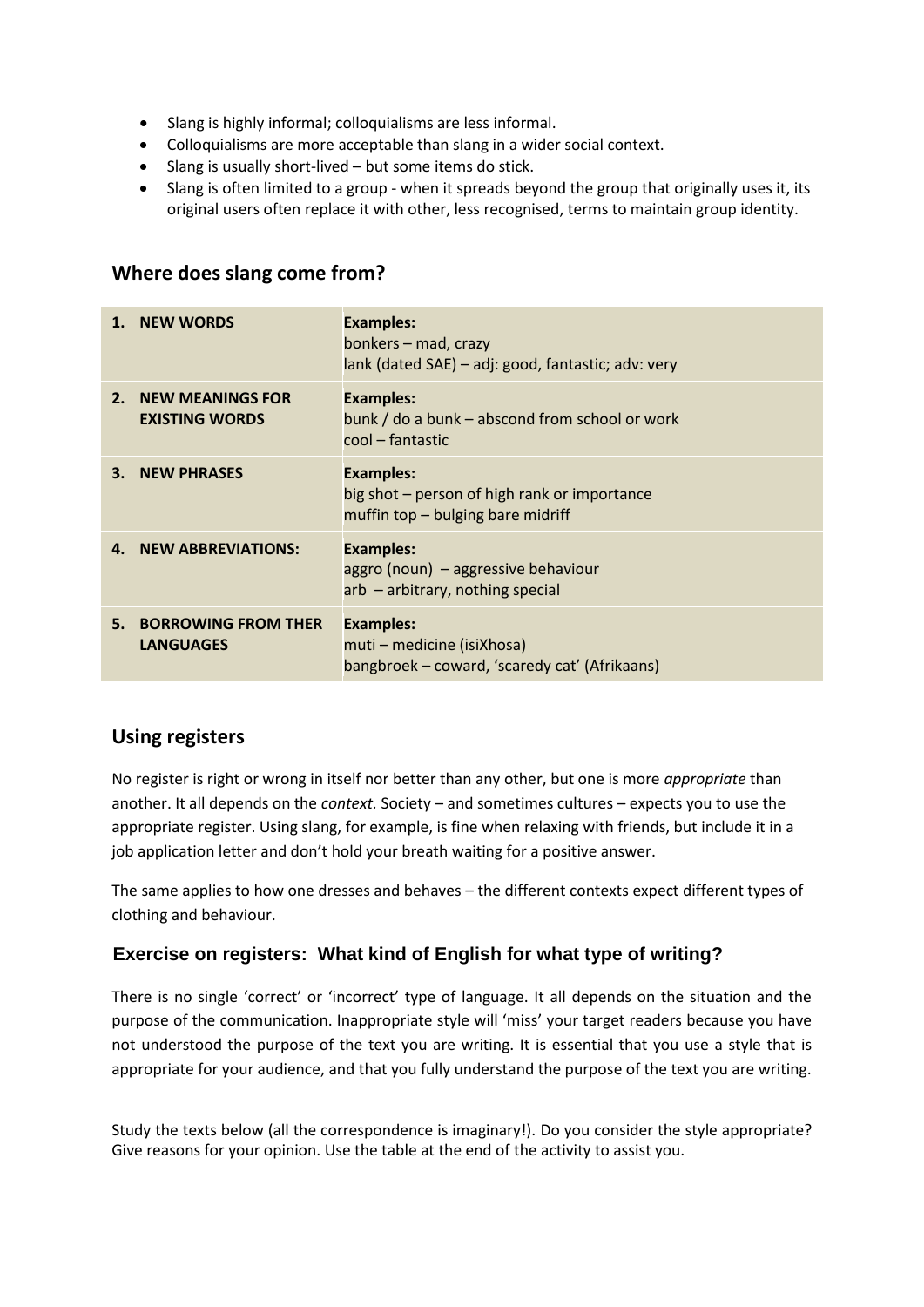- Slang is highly informal; colloquialisms are less informal.
- Colloquialisms are more acceptable than slang in a wider social context.
- Slang is usually short-lived – but some items do stick.
- Slang is often limited to a group - when it spreads beyond the group that originally uses it, its original users often replace it with other, less recognised, terms to maintain group identity.

## Where does slang come from?

| | |
|---|---|
| **1. NEW WORDS** | **Examples:**<br>bonkers – mad, crazy<br>lank (dated SAE) – adj: good, fantastic; adv: very |
| **2. NEW MEANINGS FOR EXISTING WORDS** | **Examples:**<br>bunk / do a bunk – abscond from school or work<br>cool – fantastic |
| **3. NEW PHRASES** | **Examples:**<br>big shot – person of high rank or importance<br>muffin top – bulging bare midriff |
| **4. NEW ABBREVIATIONS:** | **Examples:**<br>aggro (noun) – aggressive behaviour<br>arb – arbitrary, nothing special |
| **5. BORROWING FROM THER LANGUAGES** | **Examples:**<br>muti – medicine (isiXhosa)<br>bangbroek – coward, 'scaredy cat' (Afrikaans) |

## Using registers

No register is right or wrong in itself nor better than any other, but one is more *appropriate* than another. It all depends on the *context.* Society – and sometimes cultures – expects you to use the appropriate register. Using slang, for example, is fine when relaxing with friends, but include it in a job application letter and don't hold your breath waiting for a positive answer.

The same applies to how one dresses and behaves – the different contexts expect different types of clothing and behaviour.

## Exercise on registers: What kind of English for what type of writing?

There is no single 'correct' or 'incorrect' type of language. It all depends on the situation and the purpose of the communication. Inappropriate style will 'miss' your target readers because you have not understood the purpose of the text you are writing. It is essential that you use a style that is appropriate for your audience, and that you fully understand the purpose of the text you are writing.

Study the texts below (all the correspondence is imaginary!). Do you consider the style appropriate? Give reasons for your opinion. Use the table at the end of the activity to assist you.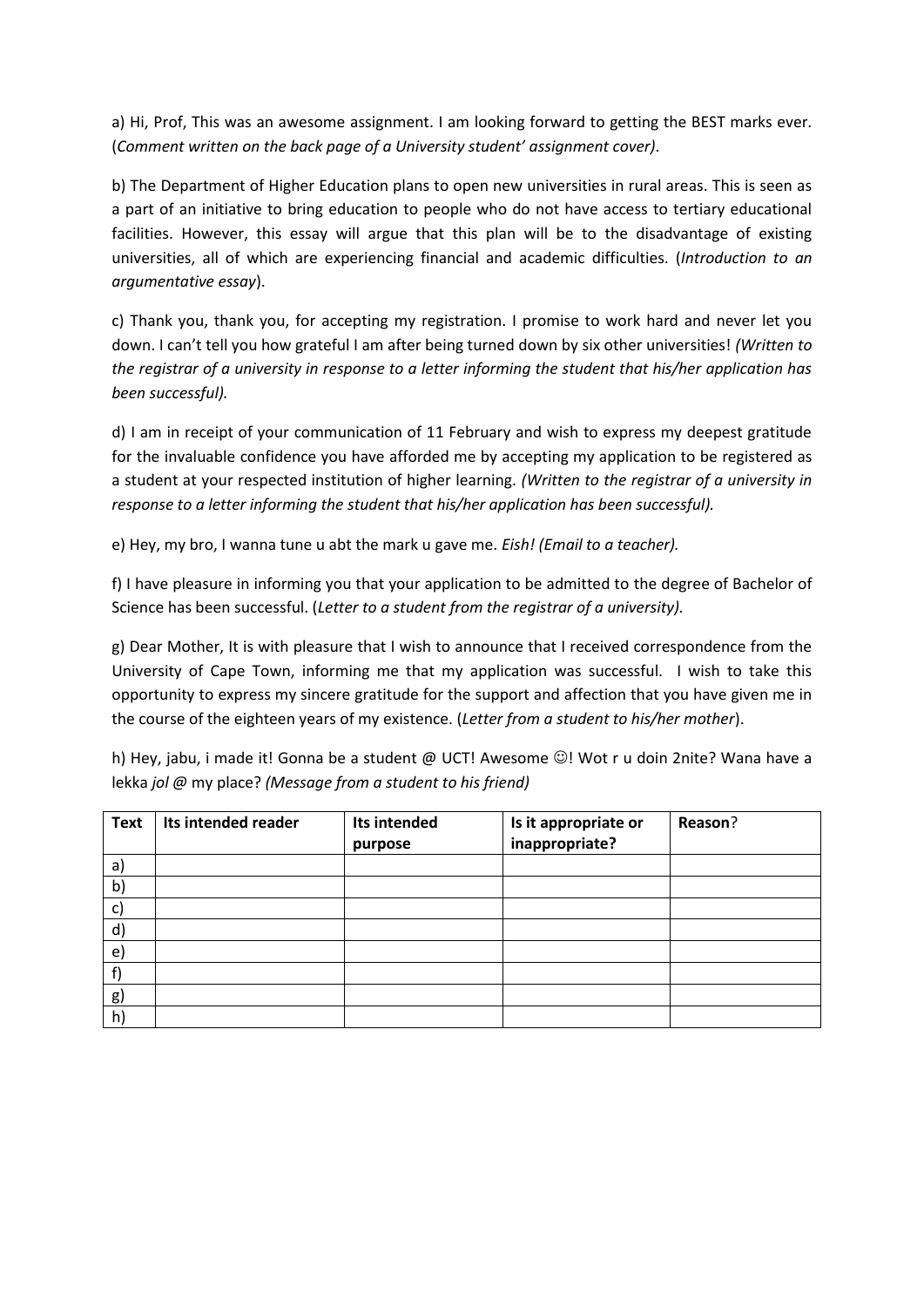a) Hi, Prof, This was an awesome assignment. I am looking forward to getting the BEST marks ever. (*Comment written on the back page of a University student' assignment cover)*.

b) The Department of Higher Education plans to open new universities in rural areas. This is seen as a part of an initiative to bring education to people who do not have access to tertiary educational facilities. However, this essay will argue that this plan will be to the disadvantage of existing universities, all of which are experiencing financial and academic difficulties. (*Introduction to an argumentative essay*).

c) Thank you, thank you, for accepting my registration. I promise to work hard and never let you down. I can't tell you how grateful I am after being turned down by six other universities! *(Written to the registrar of a university in response to a letter informing the student that his/her application has been successful).*

d) I am in receipt of your communication of 11 February and wish to express my deepest gratitude for the invaluable confidence you have afforded me by accepting my application to be registered as a student at your respected institution of higher learning. *(Written to the registrar of a university in response to a letter informing the student that his/her application has been successful).*

e) Hey, my bro, I wanna tune u abt the mark u gave me. *Eish! (Email to a teacher).*

f) I have pleasure in informing you that your application to be admitted to the degree of Bachelor of Science has been successful. (*Letter to a student from the registrar of a university).*

g) Dear Mother, It is with pleasure that I wish to announce that I received correspondence from the University of Cape Town, informing me that my application was successful. I wish to take this opportunity to express my sincere gratitude for the support and affection that you have given me in the course of the eighteen years of my existence. (*Letter from a student to his/her mother*).

h) Hey, jabu, i made it! Gonna be a student @ UCT! Awesome ☺! Wot r u doin 2nite? Wana have a lekka *jol* @ my place? *(Message from a student to his friend)*

| **Text** | **Its intended reader** | **Its intended purpose** | **Is it appropriate or inappropriate?** | **Reason?** |
|---|---|---|---|---|
| a) | | | | |
| b) | | | | |
| c) | | | | |
| d) | | | | |
| e) | | | | |
| f) | | | | |
| g) | | | | |
| h) | | | | |